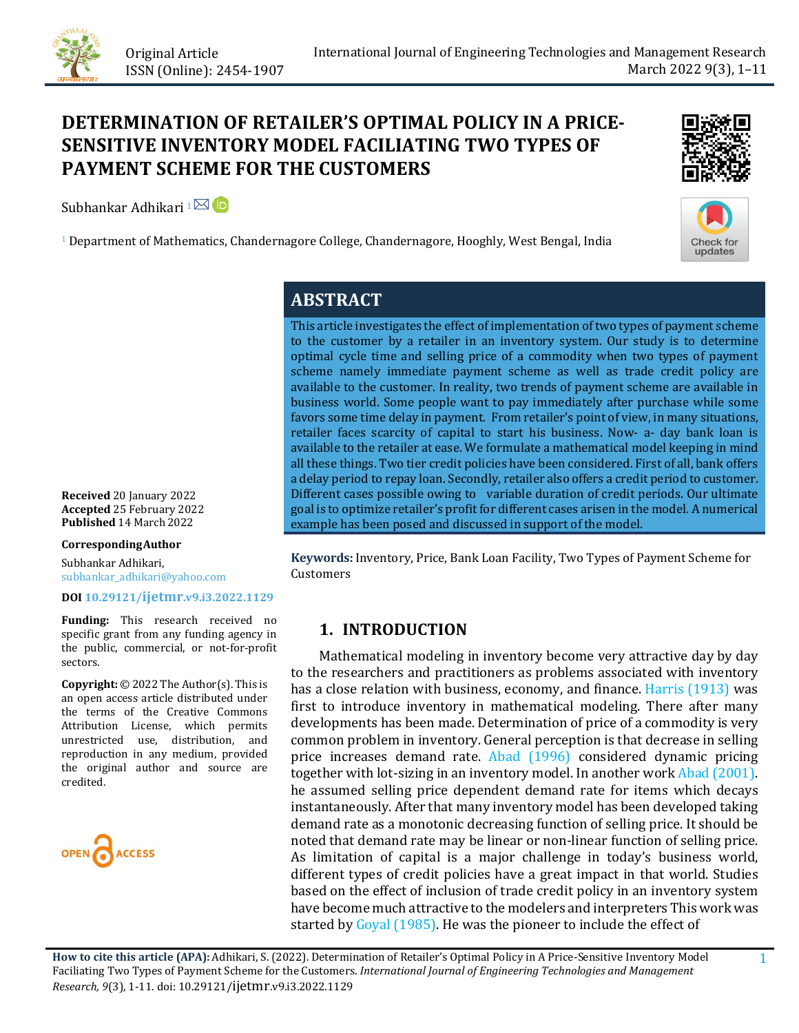Original Article
ISSN (Online): 2454-1907

# DETERMINATION OF RETAILER'S OPTIMAL POLICY IN A PRICE-SENSITIVE INVENTORY MODEL FACILIATING TWO TYPES OF PAYMENT SCHEME FOR THE CUSTOMERS

Subhankar Adhikari [1]

[1] Department of Mathematics, Chandernagore College, Chandernagore, Hooghly, West Bengal, India

## ABSTRACT

This article investigates the effect of implementation of two types of payment scheme to the customer by a retailer in an inventory system. Our study is to determine optimal cycle time and selling price of a commodity when two types of payment scheme namely immediate payment scheme as well as trade credit policy are available to the customer. In reality, two trends of payment scheme are available in business world. Some people want to pay immediately after purchase while some favors some time delay in payment. From retailer's point of view, in many situations, retailer faces scarcity of capital to start his business. Now- a- day bank loan is available to the retailer at ease. We formulate a mathematical model keeping in mind all these things. Two tier credit policies have been considered. First of all, bank offers a delay period to repay loan. Secondly, retailer also offers a credit period to customer. Different cases possible owing to variable duration of credit periods. Our ultimate goal is to optimize retailer's profit for different cases arisen in the model. A numerical example has been posed and discussed in support of the model.

**Keywords:** Inventory, Price, Bank Loan Facility, Two Types of Payment Scheme for Customers

**Received** 20 January 2022
**Accepted** 25 February 2022
**Published** 14 March 2022

**Corresponding Author**

Subhankar Adhikari,
subhankar_adhikari@yahoo.com

**DOI** 10.29121/ijetmr.v9.i3.2022.1129

**Funding:** This research received no specific grant from any funding agency in the public, commercial, or not-for-profit sectors.

**Copyright:** © 2022 The Author(s). This is an open access article distributed under the terms of the Creative Commons Attribution License, which permits unrestricted use, distribution, and reproduction in any medium, provided the original author and source are credited.

## 1. INTRODUCTION

Mathematical modeling in inventory become very attractive day by day to the researchers and practitioners as problems associated with inventory has a close relation with business, economy, and finance. Harris (1913) was first to introduce inventory in mathematical modeling. There after many developments has been made. Determination of price of a commodity is very common problem in inventory. General perception is that decrease in selling price increases demand rate. Abad (1996) considered dynamic pricing together with lot-sizing in an inventory model. In another work Abad (2001). he assumed selling price dependent demand rate for items which decays instantaneously. After that many inventory model has been developed taking demand rate as a monotonic decreasing function of selling price. It should be noted that demand rate may be linear or non-linear function of selling price. As limitation of capital is a major challenge in today's business world, different types of credit policies have a great impact in that world. Studies based on the effect of inclusion of trade credit policy in an inventory system have become much attractive to the modelers and interpreters This work was started by Goyal (1985). He was the pioneer to include the effect of

**How to cite this article (APA):** Adhikari, S. (2022). Determination of Retailer's Optimal Policy in A Price-Sensitive Inventory Model Faciliating Two Types of Payment Scheme for the Customers. *International Journal of Engineering Technologies and Management Research, 9*(3), 1-11. doi: 10.29121/ijetmr.v9.i3.2022.1129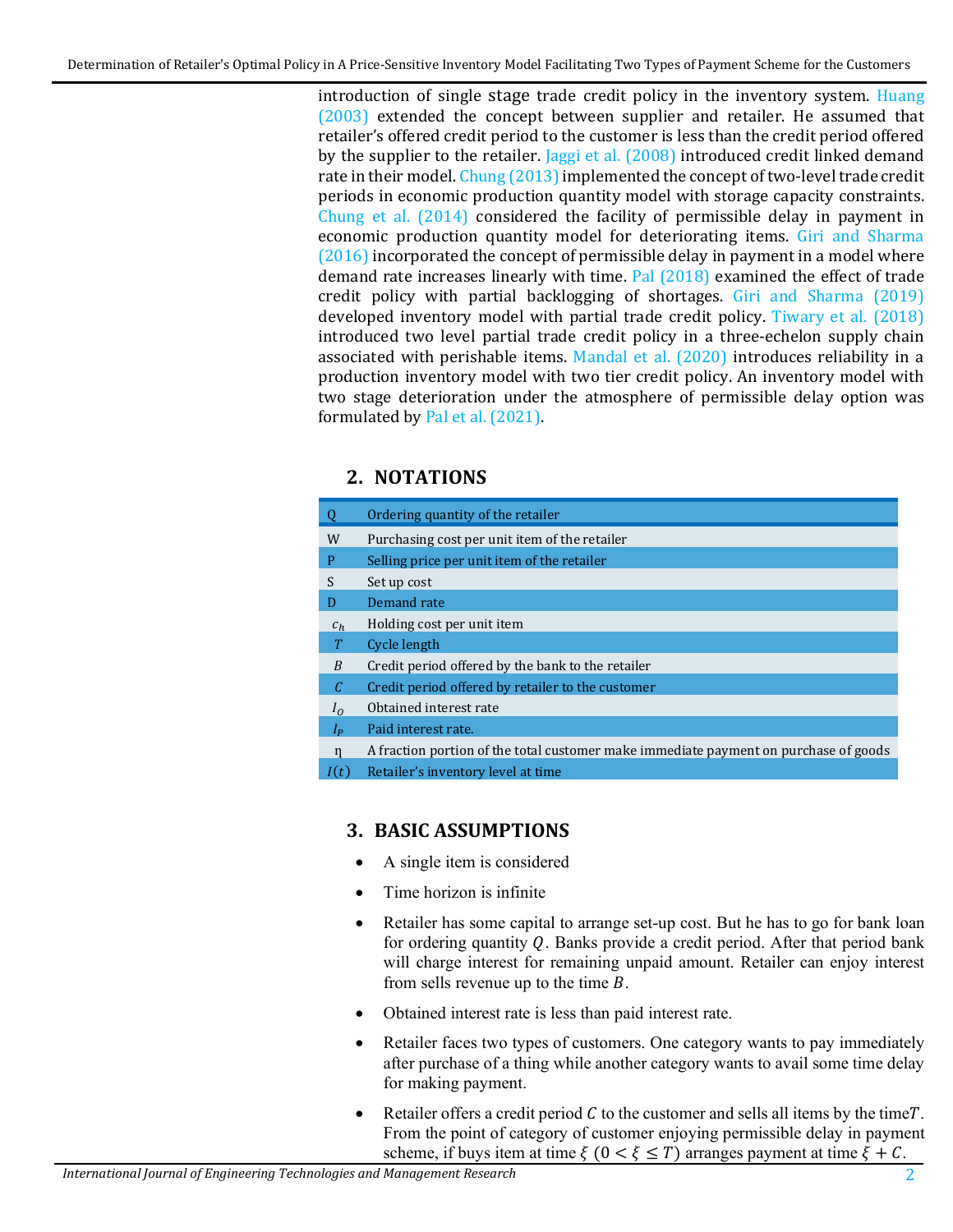introduction of single stage trade credit policy in the inventory system. Huang (2003) extended the concept between supplier and retailer. He assumed that retailer's offered credit period to the customer is less than the credit period offered by the supplier to the retailer. Jaggi et al. (2008) introduced credit linked demand rate in their model. Chung (2013) implemented the concept of two-level trade credit periods in economic production quantity model with storage capacity constraints. Chung et al. (2014) considered the facility of permissible delay in payment in economic production quantity model for deteriorating items. Giri and Sharma (2016) incorporated the concept of permissible delay in payment in a model where demand rate increases linearly with time. Pal (2018) examined the effect of trade credit policy with partial backlogging of shortages. Giri and Sharma (2019) developed inventory model with partial trade credit policy. Tiwary et al. (2018) introduced two level partial trade credit policy in a three-echelon supply chain associated with perishable items. Mandal et al. (2020) introduces reliability in a production inventory model with two tier credit policy. An inventory model with two stage deterioration under the atmosphere of permissible delay option was formulated by Pal et al. (2021).

## 2. NOTATIONS

| Q | Ordering quantity of the retailer |
|---|---|
| W | Purchasing cost per unit item of the retailer |
| P | Selling price per unit item of the retailer |
| S | Set up cost |
| D | Demand rate |
| $c_h$ | Holding cost per unit item |
| $T$ | Cycle length |
| $B$ | Credit period offered by the bank to the retailer |
| $C$ | Credit period offered by retailer to the customer |
| $I_O$ | Obtained interest rate |
| $I_P$ | Paid interest rate. |
| η | A fraction portion of the total customer make immediate payment on purchase of goods |
| $I(t)$ | Retailer's inventory level at time |

## 3. BASIC ASSUMPTIONS

- A single item is considered
- Time horizon is infinite
- Retailer has some capital to arrange set-up cost. But he has to go for bank loan for ordering quantity $Q$. Banks provide a credit period. After that period bank will charge interest for remaining unpaid amount. Retailer can enjoy interest from sells revenue up to the time $B$.
- Obtained interest rate is less than paid interest rate.
- Retailer faces two types of customers. One category wants to pay immediately after purchase of a thing while another category wants to avail some time delay for making payment.
- Retailer offers a credit period $C$ to the customer and sells all items by the time $T$. From the point of category of customer enjoying permissible delay in payment scheme, if buys item at time $\xi$ $(0 < \xi \leq T)$ arranges payment at time $\xi + C$.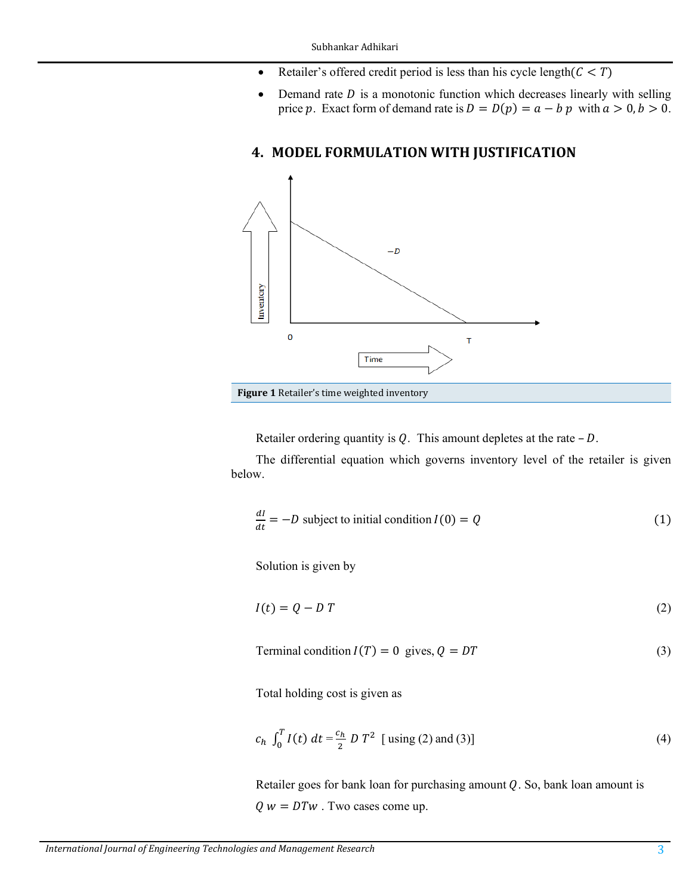- Retailer's offered credit period is less than his cycle length($C < T$)
- Demand rate $D$ is a monotonic function which decreases linearly with selling price $p$. Exact form of demand rate is $D = D(p) = a - b\,p$ with $a > 0, b > 0$.

## 4. MODEL FORMULATION WITH JUSTIFICATION

**Figure 1** Retailer's time weighted inventory

Retailer ordering quantity is $Q$. This amount depletes at the rate $-D$.

The differential equation which governs inventory level of the retailer is given below.

$$\frac{dI}{dt} = -D \text{ subject to initial condition } I(0) = Q \tag{1}$$

Solution is given by

$$I(t) = Q - D\,T \tag{2}$$

Terminal condition $I(T) = 0$ gives, $Q = DT$ (3)

Total holding cost is given as

$$c_h \int_0^T I(t)\,dt = \frac{c_h}{2}\,D\,T^2 \;\; [\text{using (2) and (3)}] \tag{4}$$

Retailer goes for bank loan for purchasing amount $Q$. So, bank loan amount is $Q\,w = DTw$ . Two cases come up.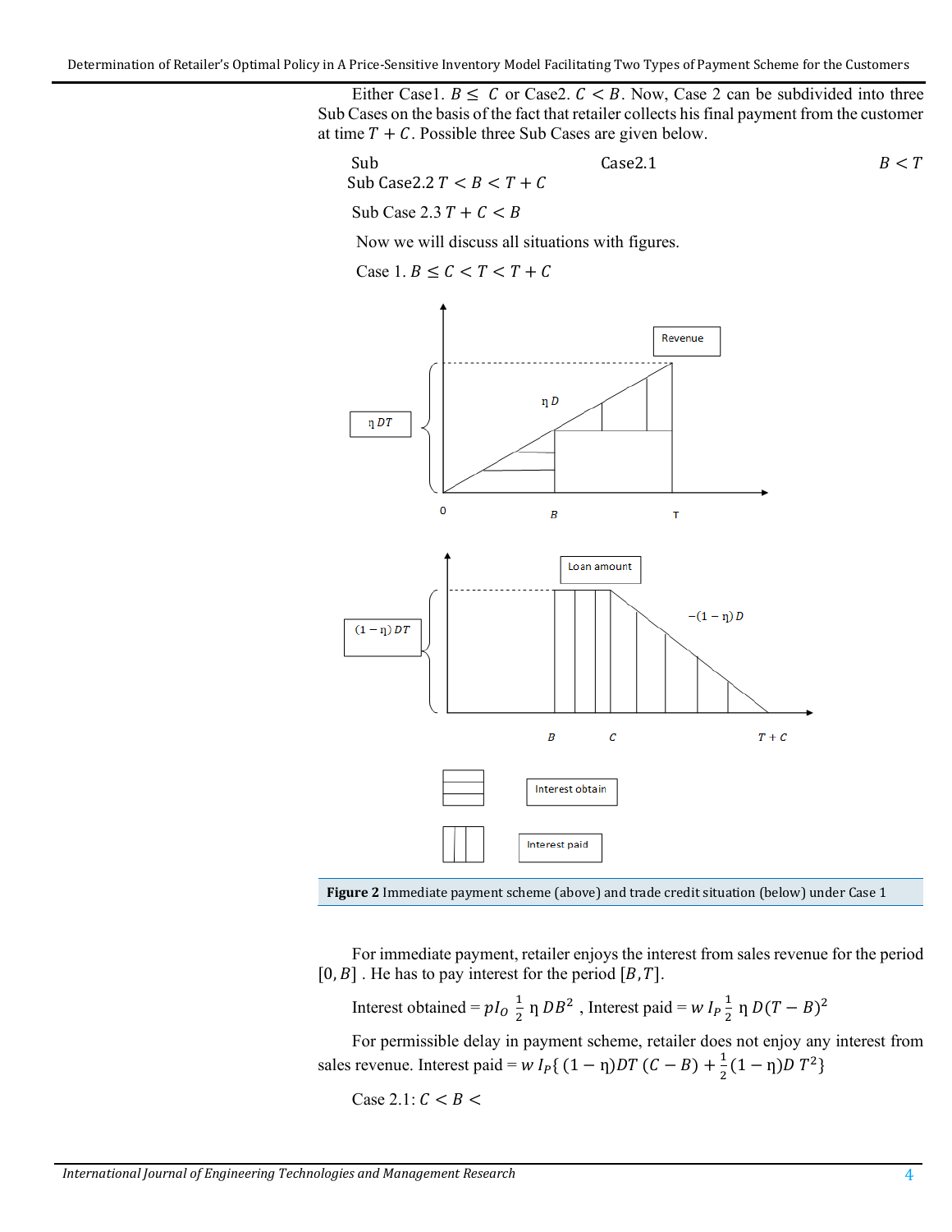Either Case1. $B \leq C$ or Case2. $C < B$. Now, Case 2 can be subdivided into three Sub Cases on the basis of the fact that retailer collects his final payment from the customer at time $T + C$. Possible three Sub Cases are given below.

Sub Case2.1 $B < T$

Sub Case2.2 $T < B < T + C$

Sub Case 2.3 $T + C < B$

Now we will discuss all situations with figures.

Case 1. $B \leq C < T < T + C$

Figure 2 Immediate payment scheme (above) and trade credit situation (below) under Case 1

For immediate payment, retailer enjoys the interest from sales revenue for the period $[0, B]$ . He has to pay interest for the period $[B, T]$.

Interest obtained $= pI_O \, \frac{1}{2} \, \eta \, DB^2$ , Interest paid $= w \, I_P \, \frac{1}{2} \, \eta \, D(T - B)^2$

For permissible delay in payment scheme, retailer does not enjoy any interest from sales revenue. Interest paid $= w \, I_P \{ (1 - \eta) DT \, (C - B) + \frac{1}{2} (1 - \eta) D \, T^2 \}$

Case 2.1: $C < B <$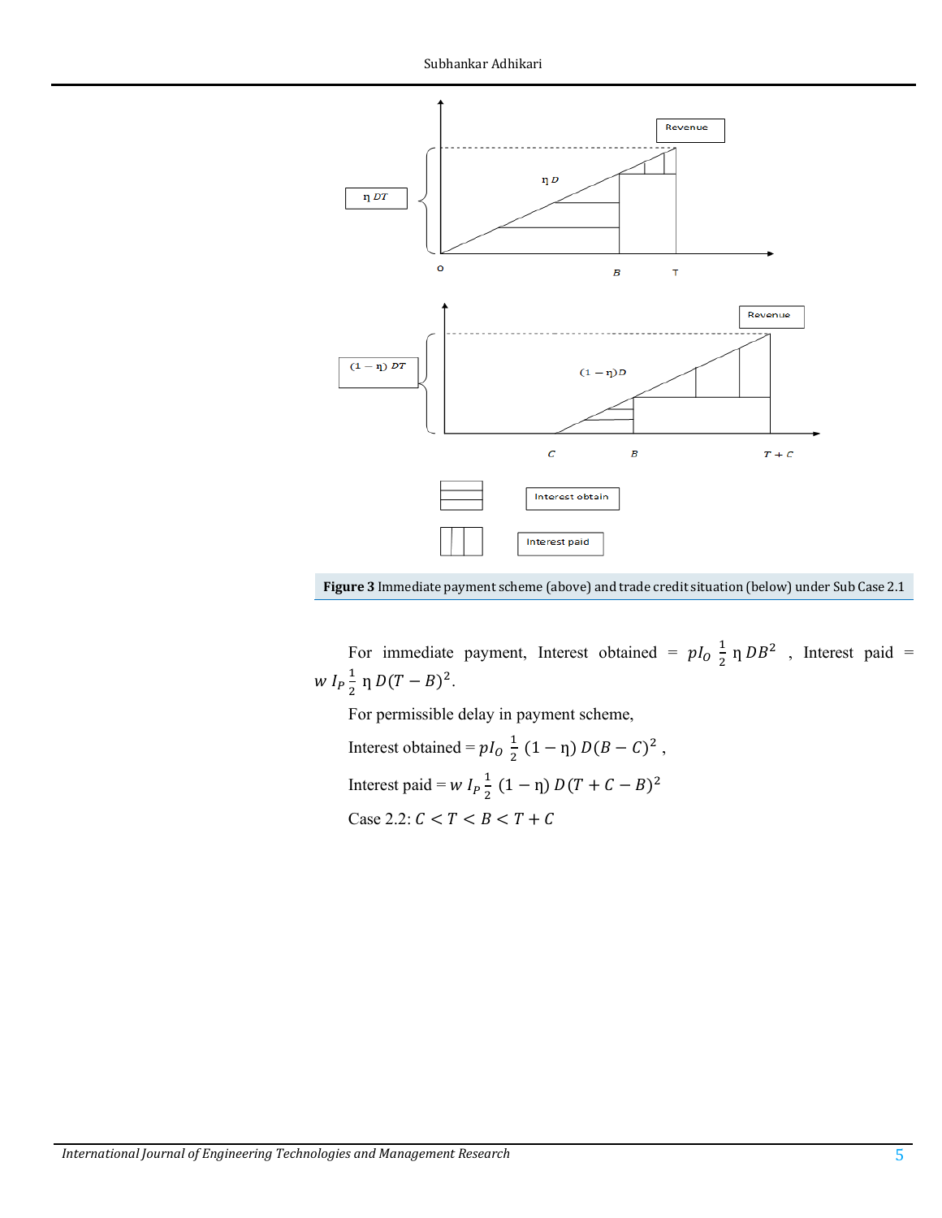**Figure 3** Immediate payment scheme (above) and trade credit situation (below) under Sub Case 2.1

For immediate payment, Interest obtained $= pI_O \frac{1}{2} \eta D B^2$ , Interest paid $= w I_P \frac{1}{2} \eta D (T - B)^2$.

For permissible delay in payment scheme,

Interest obtained $= pI_O \frac{1}{2} (1 - \eta) D (B - C)^2$ ,

Interest paid $= w I_P \frac{1}{2} (1 - \eta) D (T + C - B)^2$

Case 2.2: $C < T < B < T + C$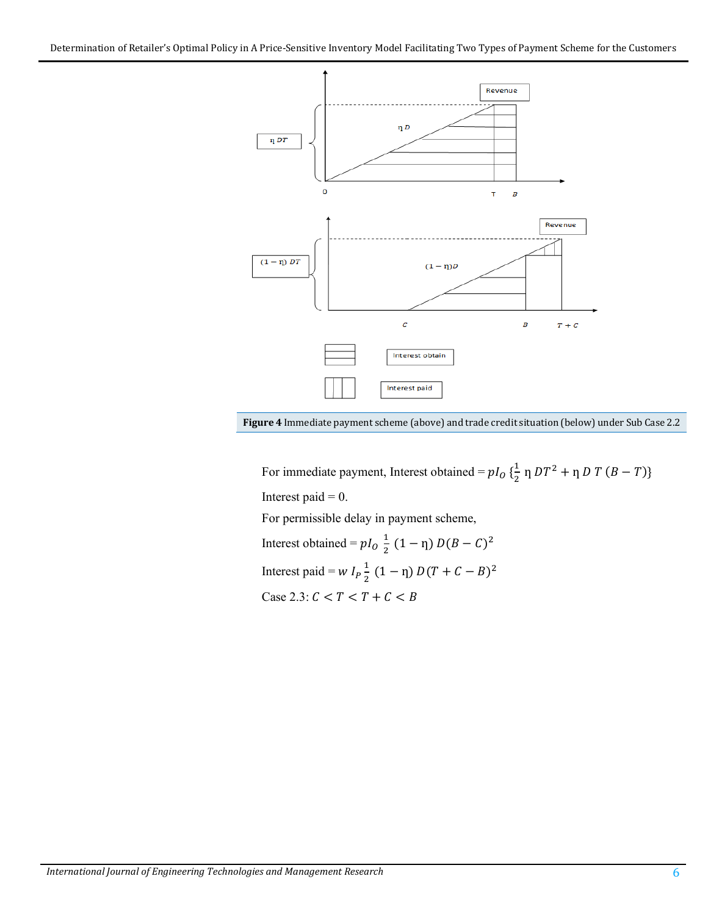**Figure 4** Immediate payment scheme (above) and trade credit situation (below) under Sub Case 2.2

For immediate payment, Interest obtained = $pI_O\,\{\frac{1}{2}\,\eta\,DT^2 + \eta\,D\,T\,(B-T)\}$

Interest paid = 0.

For permissible delay in payment scheme,

Interest obtained = $pI_O\,\frac{1}{2}\,(1-\eta)\,D(B-C)^2$

Interest paid = $w\,I_P\,\frac{1}{2}\,(1-\eta)\,D(T+C-B)^2$

Case 2.3: $C < T < T + C < B$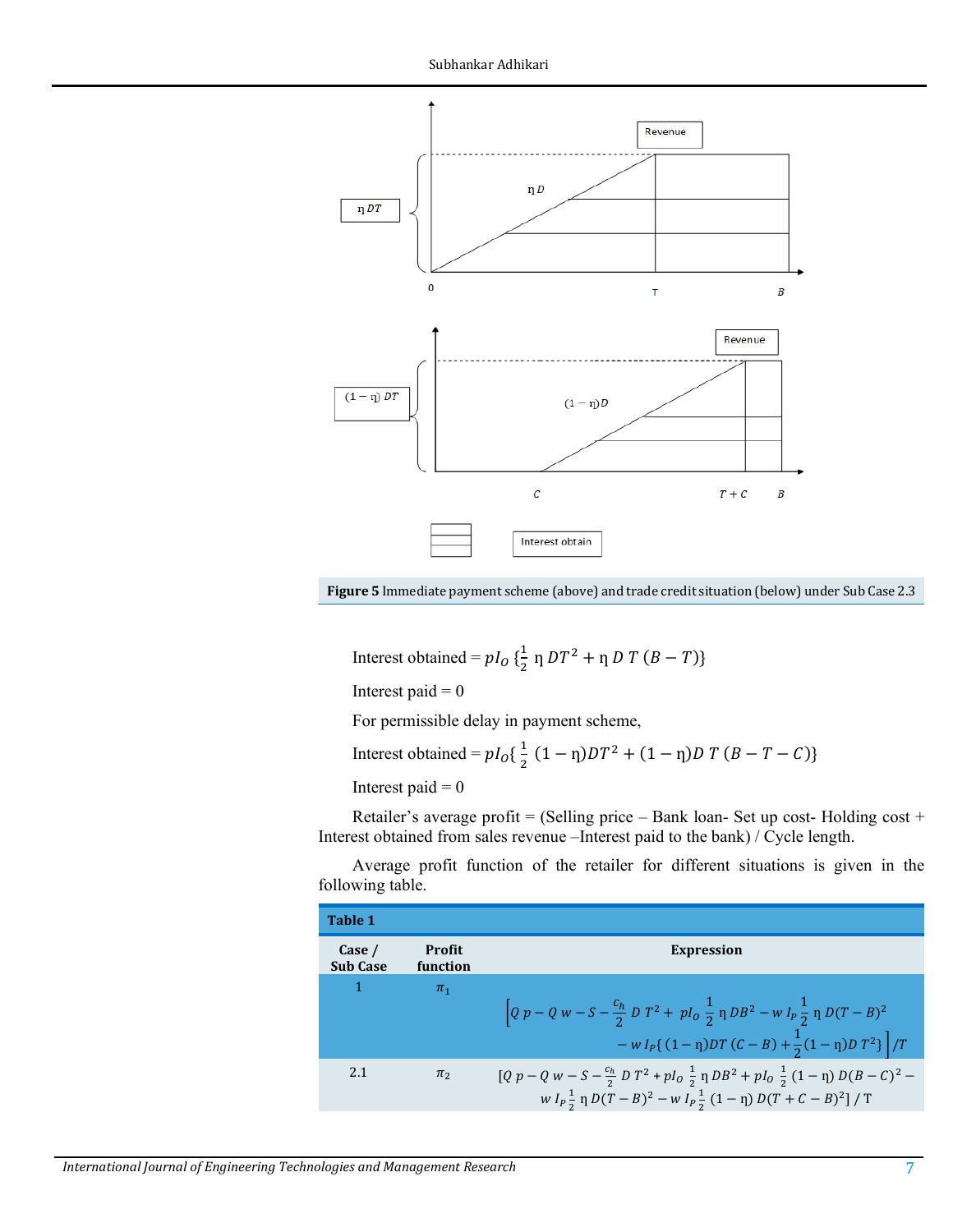Figure 5 Immediate payment scheme (above) and trade credit situation (below) under Sub Case 2.3

Interest obtained = $pI_O\,\{\frac{1}{2}\ \eta\ DT^2 + \eta\ D\ T\ (B - T)\}$

Interest paid = 0

For permissible delay in payment scheme,

Interest obtained = $pI_O\{\ \frac{1}{2}\ (1 - \eta)DT^2 + (1 - \eta)D\ T\ (B - T - C)\}$

Interest paid = 0

Retailer's average profit = (Selling price – Bank loan- Set up cost- Holding cost + Interest obtained from sales revenue –Interest paid to the bank) / Cycle length.

Average profit function of the retailer for different situations is given in the following table.

**Table 1**

| Case / Sub Case | Profit function | Expression |
|---|---|---|
| 1 | $\pi_1$ | $\left[Q\,p - Q\,w - S - \frac{c_h}{2}\,D\,T^2 + \,pI_O\,\frac{1}{2}\,\eta\,DB^2 - w\,I_P\,\frac{1}{2}\,\eta\,D(T-B)^2 - w\,I_P\{\,(1-\eta)DT\,(C-B) + \frac{1}{2}(1-\eta)D\,T^2\}\right]/T$ |
| 2.1 | $\pi_2$ | $[Q\,p - Q\,w - S - \frac{c_h}{2}\,D\,T^2 + pI_O\,\frac{1}{2}\,\eta\,DB^2 + pI_O\,\frac{1}{2}\,(1-\eta)\,D(B-C)^2 - w\,I_P\frac{1}{2}\,\eta\,D(T-B)^2 - w\,I_P\frac{1}{2}\,(1-\eta)\,D(T+C-B)^2]\,/\,T$ |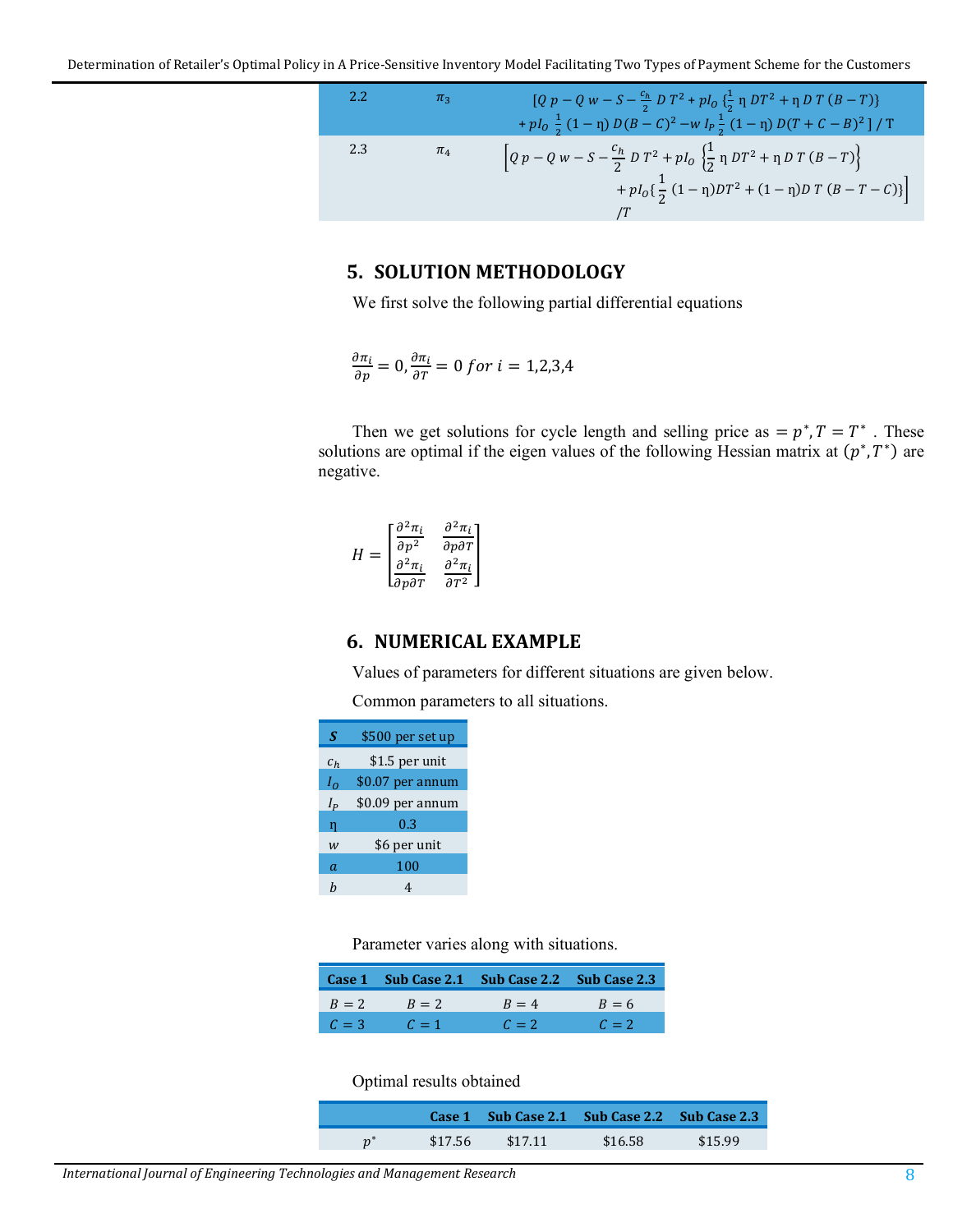| | | |
|---|---|---|
| 2.2 | $\pi_3$ | $[Q\,p - Q\,w - S - \frac{c_h}{2}\,D\,T^2 + pI_O\,\{\frac{1}{2}\,\eta\,DT^2 + \eta\,D\,T\,(B-T)\} + pI_O\,\frac{1}{2}\,(1-\eta)\,D(B-C)^2 - w\,I_P\,\frac{1}{2}\,(1-\eta)\,D(T+C-B)^2\,]\,/\,T$ |
| 2.3 | $\pi_4$ | $\left[Q\,p - Q\,w - S - \frac{c_h}{2}\,D\,T^2 + pI_O\,\left\{\frac{1}{2}\,\eta\,DT^2 + \eta\,D\,T\,(B-T)\right\} + pI_O\{\frac{1}{2}\,(1-\eta)DT^2 + (1-\eta)D\,T\,(B-T-C)\}\right]/T$ |

## 5. SOLUTION METHODOLOGY

We first solve the following partial differential equations

$$\frac{\partial \pi_i}{\partial p} = 0, \frac{\partial \pi_i}{\partial T} = 0 \; for\; i = 1,2,3,4$$

Then we get solutions for cycle length and selling price as $= p^*, T = T^*$ . These solutions are optimal if the eigen values of the following Hessian matrix at $(p^*, T^*)$ are negative.

$$H = \begin{bmatrix} \frac{\partial^2 \pi_i}{\partial p^2} & \frac{\partial^2 \pi_i}{\partial p \partial T} \\ \frac{\partial^2 \pi_i}{\partial p \partial T} & \frac{\partial^2 \pi_i}{\partial T^2} \end{bmatrix}$$

## 6. NUMERICAL EXAMPLE

Values of parameters for different situations are given below.

Common parameters to all situations.

| $S$ | \$500 per set up |
|---|---|
| $c_h$ | \$1.5 per unit |
| $I_O$ | \$0.07 per annum |
| $I_P$ | \$0.09 per annum |
| η | 0.3 |
| $w$ | \$6 per unit |
| $a$ | 100 |
| $b$ | 4 |

Parameter varies along with situations.

| Case 1 | Sub Case 2.1 | Sub Case 2.2 | Sub Case 2.3 |
|---|---|---|---|
| $B = 2$ | $B = 2$ | $B = 4$ | $B = 6$ |
| $C = 3$ | $C = 1$ | $C = 2$ | $C = 2$ |

Optimal results obtained

| | Case 1 | Sub Case 2.1 | Sub Case 2.2 | Sub Case 2.3 |
|---|---|---|---|---|
| $p^*$ | \$17.56 | \$17.11 | \$16.58 | \$15.99 |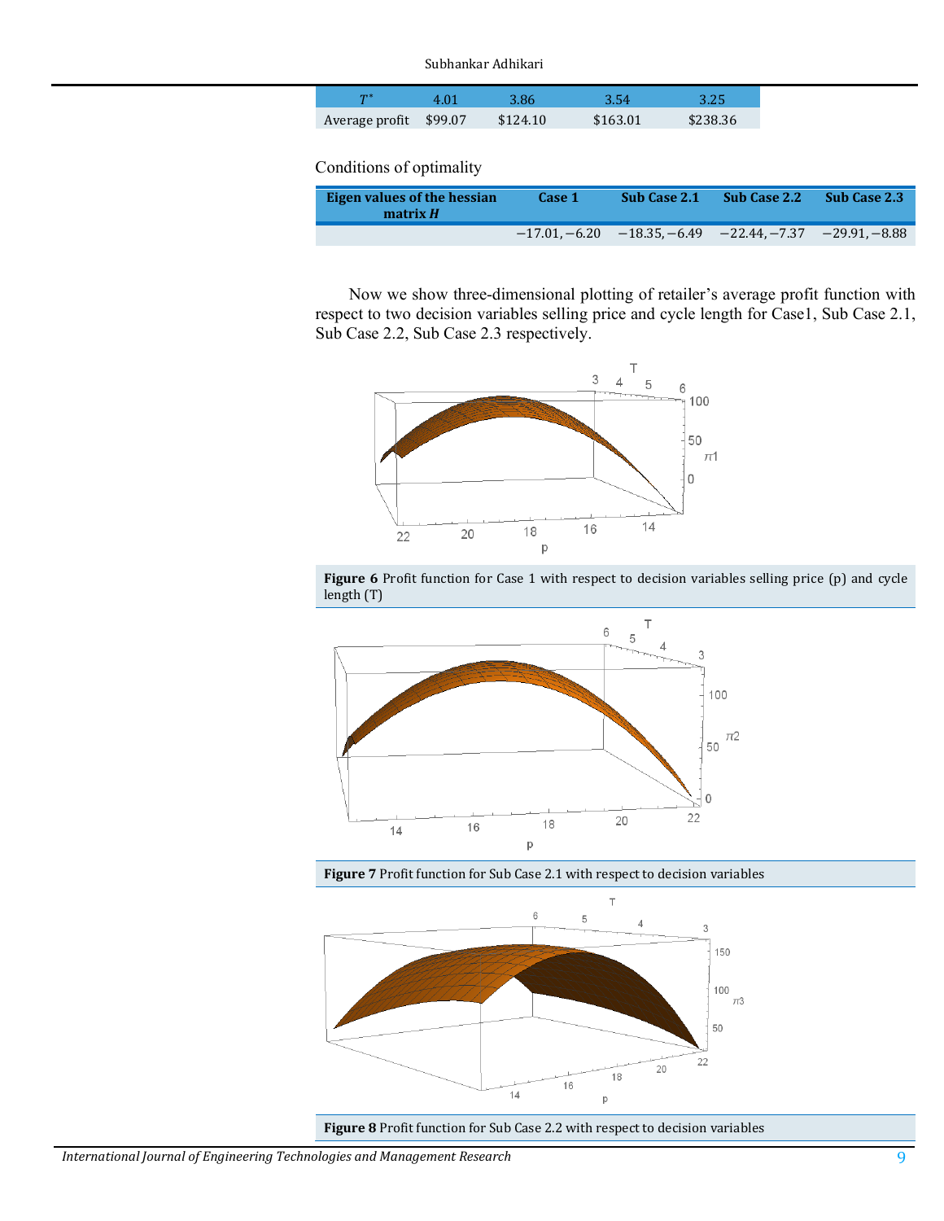| $T^*$ | 4.01 | 3.86 | 3.54 | 3.25 |
|---|---|---|---|---|
| Average profit | $99.07 | $124.10 | $163.01 | $238.36 |

Conditions of optimality

| Eigen values of the hessian matrix $H$ | Case 1 | Sub Case 2.1 | Sub Case 2.2 | Sub Case 2.3 |
|---|---|---|---|---|
| | $-17.01, -6.20$ | $-18.35, -6.49$ | $-22.44, -7.37$ | $-29.91, -8.88$ |

Now we show three-dimensional plotting of retailer's average profit function with respect to two decision variables selling price and cycle length for Case1, Sub Case 2.1, Sub Case 2.2, Sub Case 2.3 respectively.

**Figure 6** Profit function for Case 1 with respect to decision variables selling price (p) and cycle length (T)

**Figure 7** Profit function for Sub Case 2.1 with respect to decision variables

**Figure 8** Profit function for Sub Case 2.2 with respect to decision variables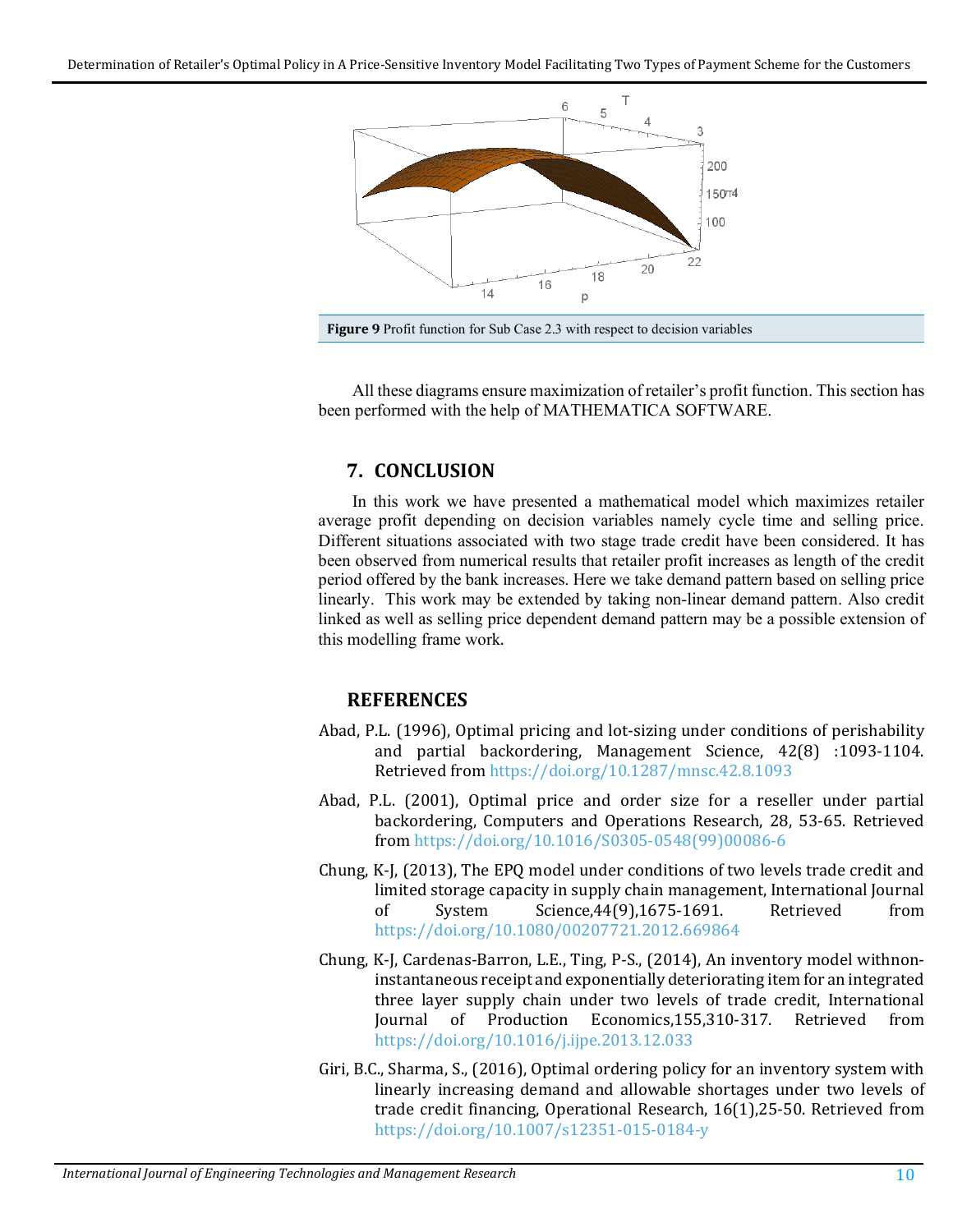**Figure 9** Profit function for Sub Case 2.3 with respect to decision variables

All these diagrams ensure maximization of retailer's profit function. This section has been performed with the help of MATHEMATICA SOFTWARE.

## 7. CONCLUSION

In this work we have presented a mathematical model which maximizes retailer average profit depending on decision variables namely cycle time and selling price. Different situations associated with two stage trade credit have been considered. It has been observed from numerical results that retailer profit increases as length of the credit period offered by the bank increases. Here we take demand pattern based on selling price linearly. This work may be extended by taking non-linear demand pattern. Also credit linked as well as selling price dependent demand pattern may be a possible extension of this modelling frame work.

## REFERENCES

Abad, P.L. (1996), Optimal pricing and lot-sizing under conditions of perishability and partial backordering, Management Science, 42(8) :1093-1104. Retrieved from https://doi.org/10.1287/mnsc.42.8.1093

Abad, P.L. (2001), Optimal price and order size for a reseller under partial backordering, Computers and Operations Research, 28, 53-65. Retrieved from https://doi.org/10.1016/S0305-0548(99)00086-6

Chung, K-J, (2013), The EPQ model under conditions of two levels trade credit and limited storage capacity in supply chain management, International Journal of System Science,44(9),1675-1691. Retrieved from https://doi.org/10.1080/00207721.2012.669864

Chung, K-J, Cardenas-Barron, L.E., Ting, P-S., (2014), An inventory model withnon-instantaneous receipt and exponentially deteriorating item for an integrated three layer supply chain under two levels of trade credit, International Journal of Production Economics,155,310-317. Retrieved from https://doi.org/10.1016/j.ijpe.2013.12.033

Giri, B.C., Sharma, S., (2016), Optimal ordering policy for an inventory system with linearly increasing demand and allowable shortages under two levels of trade credit financing, Operational Research, 16(1),25-50. Retrieved from https://doi.org/10.1007/s12351-015-0184-y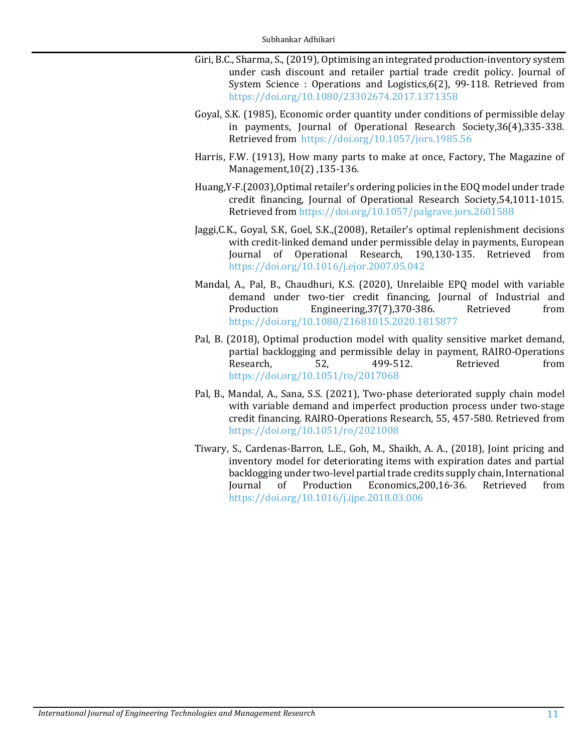Giri, B.C., Sharma, S., (2019), Optimising an integrated production-inventory system under cash discount and retailer partial trade credit policy. Journal of System Science : Operations and Logistics,6(2), 99-118. Retrieved from https://doi.org/10.1080/23302674.2017.1371358

Goyal, S.K. (1985), Economic order quantity under conditions of permissible delay in payments, Journal of Operational Research Society,36(4),335-338. Retrieved from https://doi.org/10.1057/jors.1985.56

Harris, F.W. (1913), How many parts to make at once, Factory, The Magazine of Management,10(2) ,135-136.

Huang,Y-F.(2003),Optimal retailer's ordering policies in the EOQ model under trade credit financing, Journal of Operational Research Society,54,1011-1015. Retrieved from https://doi.org/10.1057/palgrave.jors.2601588

Jaggi,C.K., Goyal, S.K, Goel, S.K.,(2008), Retailer's optimal replenishment decisions with credit-linked demand under permissible delay in payments, European Journal of Operational Research, 190,130-135. Retrieved from https://doi.org/10.1016/j.ejor.2007.05.042

Mandal, A., Pal, B., Chaudhuri, K.S. (2020), Unrelaible EPQ model with variable demand under two-tier credit financing, Journal of Industrial and Production Engineering,37(7),370-386. Retrieved from https://doi.org/10.1080/21681015.2020.1815877

Pal, B. (2018), Optimal production model with quality sensitive market demand, partial backlogging and permissible delay in payment, RAIRO-Operations Research, 52, 499-512. Retrieved from https://doi.org/10.1051/ro/2017068

Pal, B., Mandal, A., Sana, S.S. (2021), Two-phase deteriorated supply chain model with variable demand and imperfect production process under two-stage credit financing. RAIRO-Operations Research, 55, 457-580. Retrieved from https://doi.org/10.1051/ro/2021008

Tiwary, S., Cardenas-Barron, L.E., Goh, M., Shaikh, A. A., (2018), Joint pricing and inventory model for deteriorating items with expiration dates and partial backlogging under two-level partial trade credits supply chain, International Journal of Production Economics,200,16-36. Retrieved from https://doi.org/10.1016/j.ijpe.2018.03.006